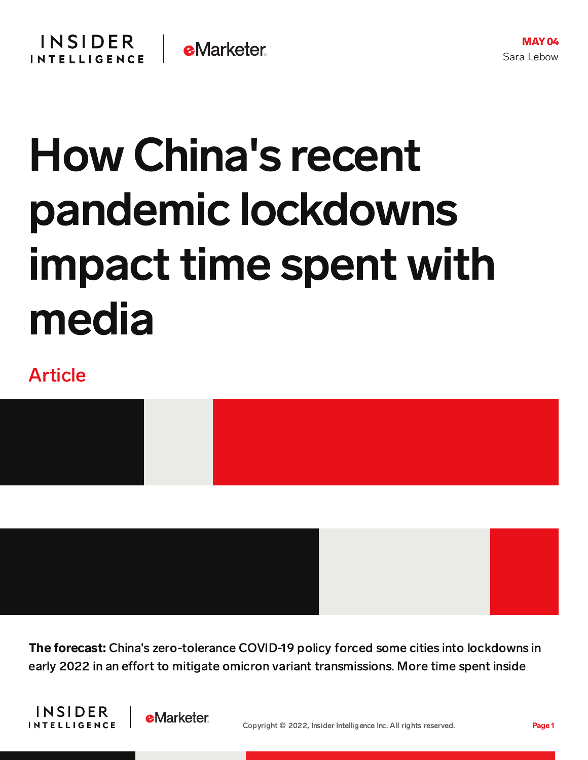MAY 04

Sara Lebow

# How China's recent pandemic lockdowns impact time spent with media

Article

**The forecast:** China's zero-tolerance COVID-19 policy forced some cities into lockdowns in early 2022 in an effort to mitigate omicron variant transmissions. More time spent inside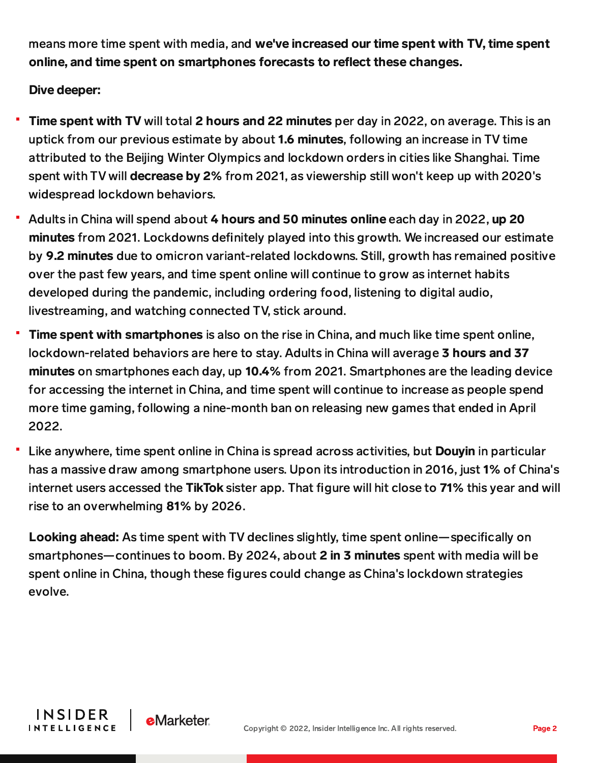means more time spent with media, and **we've increased our time spent with TV, time spent online, and time spent on smartphones forecasts to reflect these changes.**

**Dive deeper:**

- **Time spent with TV** will total **2 hours and 22 minutes** per day in 2022, on average. This is an uptick from our previous estimate by about **1.6 minutes**, following an increase in TV time attributed to the Beijing Winter Olympics and lockdown orders in cities like Shanghai. Time spent with TV will **decrease by 2%** from 2021, as viewership still won't keep up with 2020's widespread lockdown behaviors.
- Adults in China will spend about **4 hours and 50 minutes online** each day in 2022, **up 20 minutes** from 2021. Lockdowns definitely played into this growth. We increased our estimate by **9.2 minutes** due to omicron variant-related lockdowns. Still, growth has remained positive over the past few years, and time spent online will continue to grow as internet habits developed during the pandemic, including ordering food, listening to digital audio, livestreaming, and watching connected TV, stick around.
- **Time spent with smartphones** is also on the rise in China, and much like time spent online, lockdown-related behaviors are here to stay. Adults in China will average **3 hours and 37 minutes** on smartphones each day, up **10.4%** from 2021. Smartphones are the leading device for accessing the internet in China, and time spent will continue to increase as people spend more time gaming, following a nine-month ban on releasing new games that ended in April 2022.
- Like anywhere, time spent online in China is spread across activities, but **Douyin** in particular has a massive draw among smartphone users. Upon its introduction in 2016, just **1%** of China's internet users accessed the **TikTok** sister app. That figure will hit close to **71%** this year and will rise to an overwhelming **81%** by 2026.

**Looking ahead:** As time spent with TV declines slightly, time spent online—specifically on smartphones—continues to boom. By 2024, about **2 in 3 minutes** spent with media will be spent online in China, though these figures could change as China's lockdown strategies evolve.